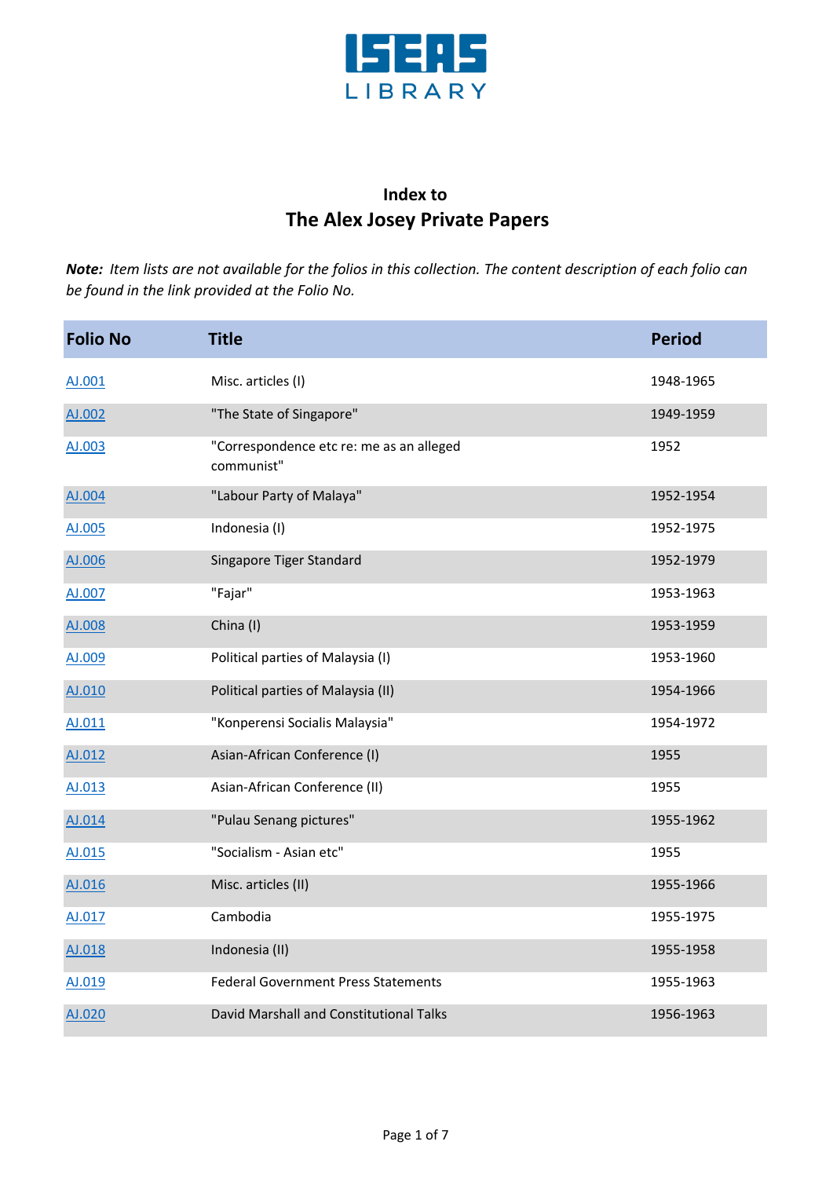ISEAS LIBRARY

## Index to
# The Alex Josey Private Papers

***Note:** Item lists are not available for the folios in this collection. The content description of each folio can be found in the link provided at the Folio No.*

| Folio No | Title | Period |
|---|---|---|
| AJ.001 | Misc. articles (I) | 1948-1965 |
| AJ.002 | "The State of Singapore" | 1949-1959 |
| AJ.003 | "Correspondence etc re: me as an alleged communist" | 1952 |
| AJ.004 | "Labour Party of Malaya" | 1952-1954 |
| AJ.005 | Indonesia (I) | 1952-1975 |
| AJ.006 | Singapore Tiger Standard | 1952-1979 |
| AJ.007 | "Fajar" | 1953-1963 |
| AJ.008 | China (I) | 1953-1959 |
| AJ.009 | Political parties of Malaysia (I) | 1953-1960 |
| AJ.010 | Political parties of Malaysia (II) | 1954-1966 |
| AJ.011 | "Konperensi Socialis Malaysia" | 1954-1972 |
| AJ.012 | Asian-African Conference (I) | 1955 |
| AJ.013 | Asian-African Conference (II) | 1955 |
| AJ.014 | "Pulau Senang pictures" | 1955-1962 |
| AJ.015 | "Socialism - Asian etc" | 1955 |
| AJ.016 | Misc. articles (II) | 1955-1966 |
| AJ.017 | Cambodia | 1955-1975 |
| AJ.018 | Indonesia (II) | 1955-1958 |
| AJ.019 | Federal Government Press Statements | 1955-1963 |
| AJ.020 | David Marshall and Constitutional Talks | 1956-1963 |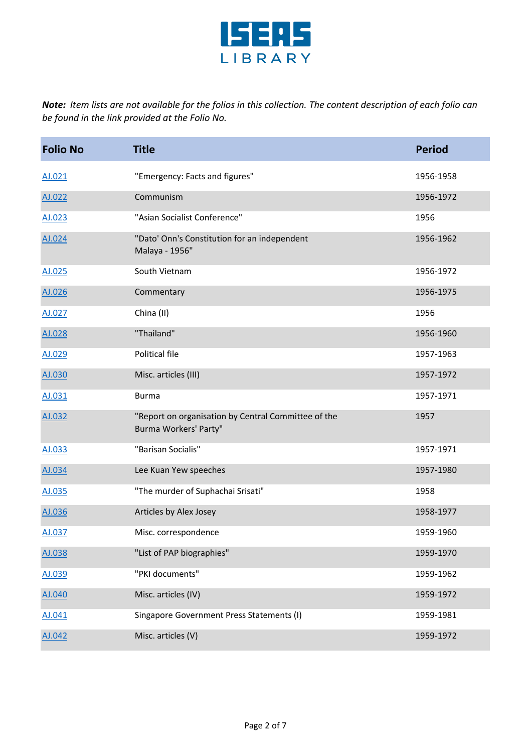***Note:*** *Item lists are not available for the folios in this collection. The content description of each folio can be found in the link provided at the Folio No.*

| Folio No | Title | Period |
|---|---|---|
| AJ.021 | "Emergency: Facts and figures" | 1956-1958 |
| AJ.022 | Communism | 1956-1972 |
| AJ.023 | "Asian Socialist Conference" | 1956 |
| AJ.024 | "Dato' Onn's Constitution for an independent Malaya - 1956" | 1956-1962 |
| AJ.025 | South Vietnam | 1956-1972 |
| AJ.026 | Commentary | 1956-1975 |
| AJ.027 | China (II) | 1956 |
| AJ.028 | "Thailand" | 1956-1960 |
| AJ.029 | Political file | 1957-1963 |
| AJ.030 | Misc. articles (III) | 1957-1972 |
| AJ.031 | Burma | 1957-1971 |
| AJ.032 | "Report on organisation by Central Committee of the Burma Workers' Party" | 1957 |
| AJ.033 | "Barisan Socialis" | 1957-1971 |
| AJ.034 | Lee Kuan Yew speeches | 1957-1980 |
| AJ.035 | "The murder of Suphachai Srisati" | 1958 |
| AJ.036 | Articles by Alex Josey | 1958-1977 |
| AJ.037 | Misc. correspondence | 1959-1960 |
| AJ.038 | "List of PAP biographies" | 1959-1970 |
| AJ.039 | "PKI documents" | 1959-1962 |
| AJ.040 | Misc. articles (IV) | 1959-1972 |
| AJ.041 | Singapore Government Press Statements (I) | 1959-1981 |
| AJ.042 | Misc. articles (V) | 1959-1972 |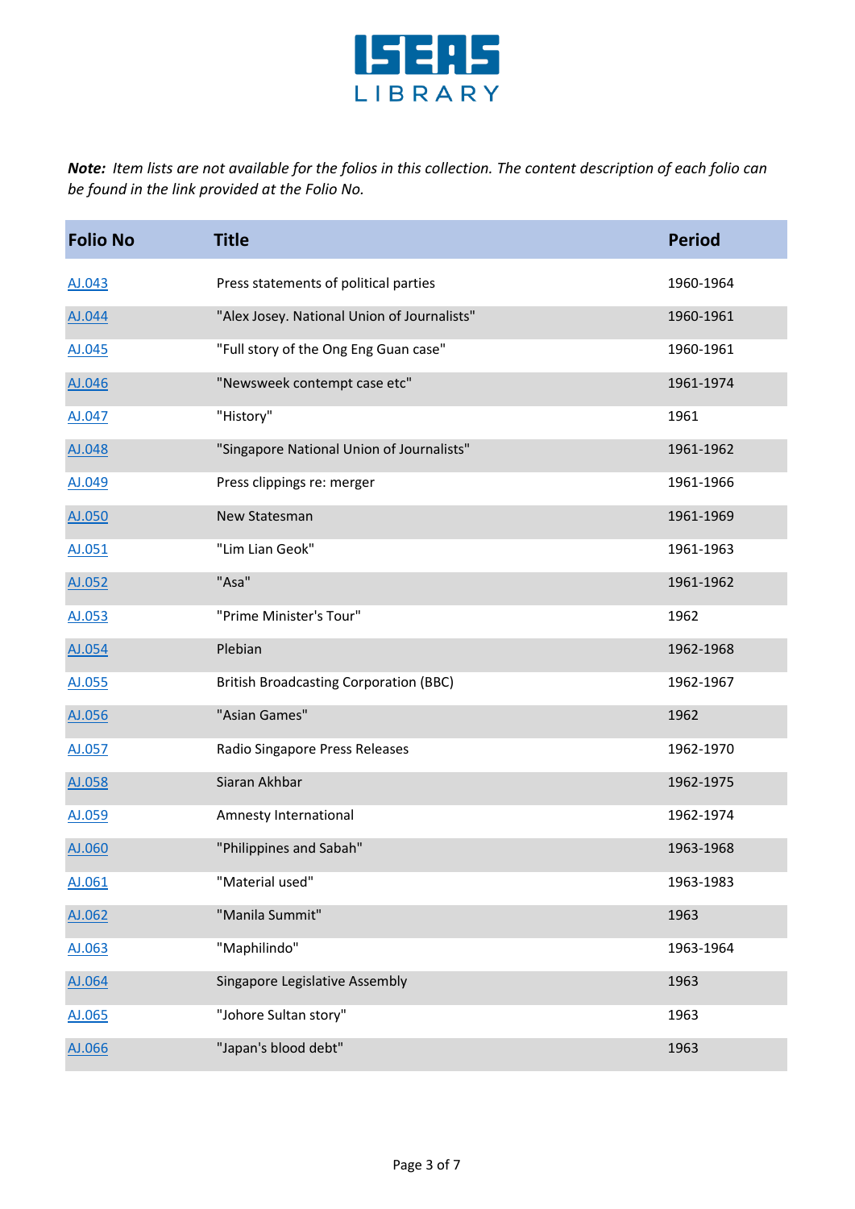***Note:** Item lists are not available for the folios in this collection. The content description of each folio can be found in the link provided at the Folio No.*

| Folio No | Title | Period |
|---|---|---|
| AJ.043 | Press statements of political parties | 1960-1964 |
| AJ.044 | "Alex Josey. National Union of Journalists" | 1960-1961 |
| AJ.045 | "Full story of the Ong Eng Guan case" | 1960-1961 |
| AJ.046 | "Newsweek contempt case etc" | 1961-1974 |
| AJ.047 | "History" | 1961 |
| AJ.048 | "Singapore National Union of Journalists" | 1961-1962 |
| AJ.049 | Press clippings re: merger | 1961-1966 |
| AJ.050 | New Statesman | 1961-1969 |
| AJ.051 | "Lim Lian Geok" | 1961-1963 |
| AJ.052 | "Asa" | 1961-1962 |
| AJ.053 | "Prime Minister's Tour" | 1962 |
| AJ.054 | Plebian | 1962-1968 |
| AJ.055 | British Broadcasting Corporation (BBC) | 1962-1967 |
| AJ.056 | "Asian Games" | 1962 |
| AJ.057 | Radio Singapore Press Releases | 1962-1970 |
| AJ.058 | Siaran Akhbar | 1962-1975 |
| AJ.059 | Amnesty International | 1962-1974 |
| AJ.060 | "Philippines and Sabah" | 1963-1968 |
| AJ.061 | "Material used" | 1963-1983 |
| AJ.062 | "Manila Summit" | 1963 |
| AJ.063 | "Maphilindo" | 1963-1964 |
| AJ.064 | Singapore Legislative Assembly | 1963 |
| AJ.065 | "Johore Sultan story" | 1963 |
| AJ.066 | "Japan's blood debt" | 1963 |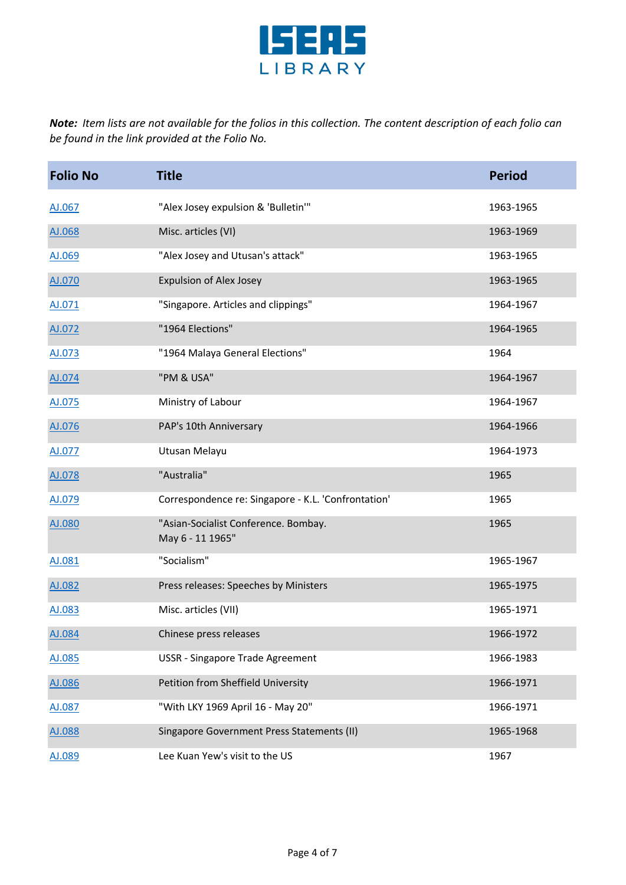***Note:** Item lists are not available for the folios in this collection. The content description of each folio can be found in the link provided at the Folio No.*

| Folio No | Title | Period |
|---|---|---|
| AJ.067 | "Alex Josey expulsion & 'Bulletin'" | 1963-1965 |
| AJ.068 | Misc. articles (VI) | 1963-1969 |
| AJ.069 | "Alex Josey and Utusan's attack" | 1963-1965 |
| AJ.070 | Expulsion of Alex Josey | 1963-1965 |
| AJ.071 | "Singapore. Articles and clippings" | 1964-1967 |
| AJ.072 | "1964 Elections" | 1964-1965 |
| AJ.073 | "1964 Malaya General Elections" | 1964 |
| AJ.074 | "PM & USA" | 1964-1967 |
| AJ.075 | Ministry of Labour | 1964-1967 |
| AJ.076 | PAP's 10th Anniversary | 1964-1966 |
| AJ.077 | Utusan Melayu | 1964-1973 |
| AJ.078 | "Australia" | 1965 |
| AJ.079 | Correspondence re: Singapore - K.L. 'Confrontation' | 1965 |
| AJ.080 | "Asian-Socialist Conference. Bombay. May 6 - 11 1965" | 1965 |
| AJ.081 | "Socialism" | 1965-1967 |
| AJ.082 | Press releases: Speeches by Ministers | 1965-1975 |
| AJ.083 | Misc. articles (VII) | 1965-1971 |
| AJ.084 | Chinese press releases | 1966-1972 |
| AJ.085 | USSR - Singapore Trade Agreement | 1966-1983 |
| AJ.086 | Petition from Sheffield University | 1966-1971 |
| AJ.087 | "With LKY 1969 April 16 - May 20" | 1966-1971 |
| AJ.088 | Singapore Government Press Statements (II) | 1965-1968 |
| AJ.089 | Lee Kuan Yew's visit to the US | 1967 |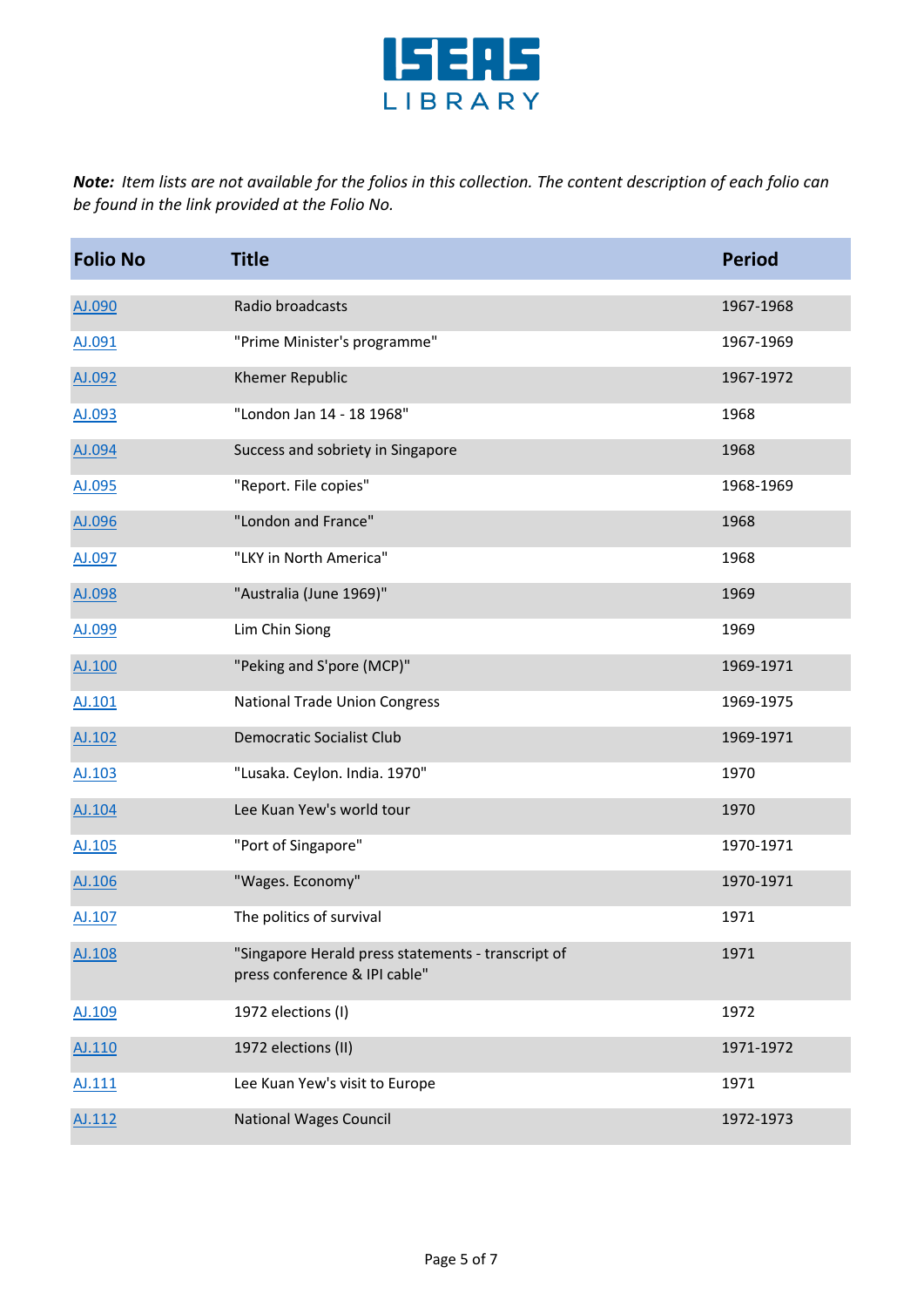***Note:*** *Item lists are not available for the folios in this collection. The content description of each folio can be found in the link provided at the Folio No.*

| Folio No | Title | Period |
| --- | --- | --- |
| AJ.090 | Radio broadcasts | 1967-1968 |
| AJ.091 | "Prime Minister's programme" | 1967-1969 |
| AJ.092 | Khemer Republic | 1967-1972 |
| AJ.093 | "London Jan 14 - 18 1968" | 1968 |
| AJ.094 | Success and sobriety in Singapore | 1968 |
| AJ.095 | "Report. File copies" | 1968-1969 |
| AJ.096 | "London and France" | 1968 |
| AJ.097 | "LKY in North America" | 1968 |
| AJ.098 | "Australia (June 1969)" | 1969 |
| AJ.099 | Lim Chin Siong | 1969 |
| AJ.100 | "Peking and S'pore (MCP)" | 1969-1971 |
| AJ.101 | National Trade Union Congress | 1969-1975 |
| AJ.102 | Democratic Socialist Club | 1969-1971 |
| AJ.103 | "Lusaka. Ceylon. India. 1970" | 1970 |
| AJ.104 | Lee Kuan Yew's world tour | 1970 |
| AJ.105 | "Port of Singapore" | 1970-1971 |
| AJ.106 | "Wages. Economy" | 1970-1971 |
| AJ.107 | The politics of survival | 1971 |
| AJ.108 | "Singapore Herald press statements - transcript of press conference & IPI cable" | 1971 |
| AJ.109 | 1972 elections (I) | 1972 |
| AJ.110 | 1972 elections (II) | 1971-1972 |
| AJ.111 | Lee Kuan Yew's visit to Europe | 1971 |
| AJ.112 | National Wages Council | 1972-1973 |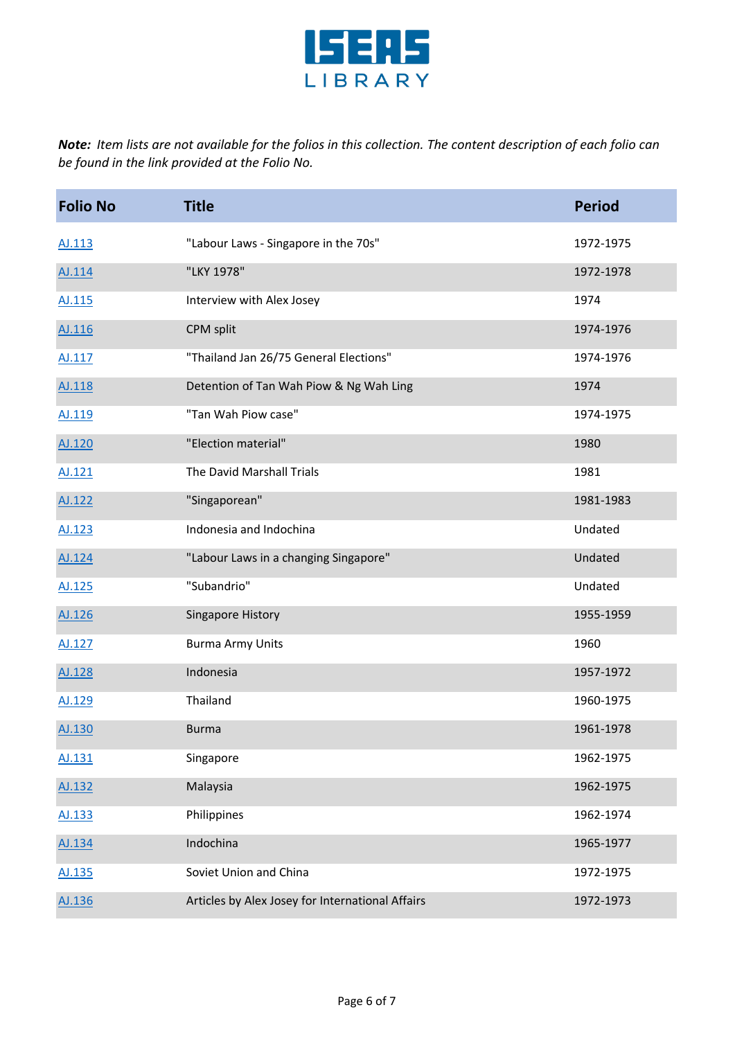ISEAS LIBRARY

***Note:*** *Item lists are not available for the folios in this collection. The content description of each folio can be found in the link provided at the Folio No.*

| Folio No | Title | Period |
|---|---|---|
| AJ.113 | "Labour Laws - Singapore in the 70s" | 1972-1975 |
| AJ.114 | "LKY 1978" | 1972-1978 |
| AJ.115 | Interview with Alex Josey | 1974 |
| AJ.116 | CPM split | 1974-1976 |
| AJ.117 | "Thailand Jan 26/75 General Elections" | 1974-1976 |
| AJ.118 | Detention of Tan Wah Piow & Ng Wah Ling | 1974 |
| AJ.119 | "Tan Wah Piow case" | 1974-1975 |
| AJ.120 | "Election material" | 1980 |
| AJ.121 | The David Marshall Trials | 1981 |
| AJ.122 | "Singaporean" | 1981-1983 |
| AJ.123 | Indonesia and Indochina | Undated |
| AJ.124 | "Labour Laws in a changing Singapore" | Undated |
| AJ.125 | "Subandrio" | Undated |
| AJ.126 | Singapore History | 1955-1959 |
| AJ.127 | Burma Army Units | 1960 |
| AJ.128 | Indonesia | 1957-1972 |
| AJ.129 | Thailand | 1960-1975 |
| AJ.130 | Burma | 1961-1978 |
| AJ.131 | Singapore | 1962-1975 |
| AJ.132 | Malaysia | 1962-1975 |
| AJ.133 | Philippines | 1962-1974 |
| AJ.134 | Indochina | 1965-1977 |
| AJ.135 | Soviet Union and China | 1972-1975 |
| AJ.136 | Articles by Alex Josey for International Affairs | 1972-1973 |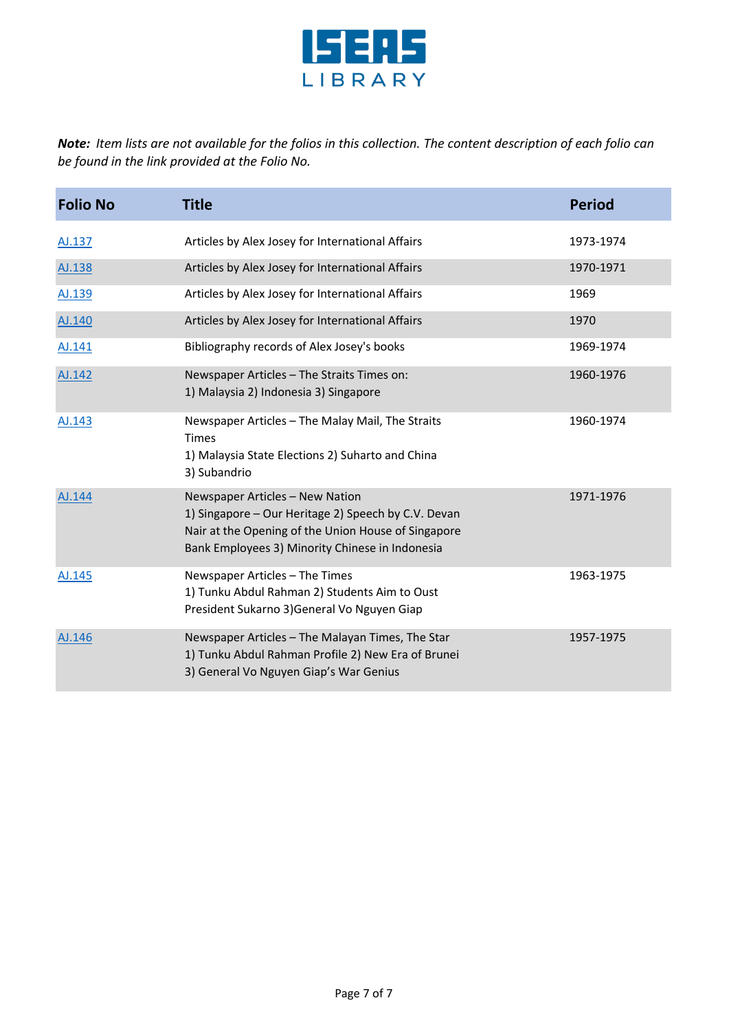*__Note:__ Item lists are not available for the folios in this collection. The content description of each folio can be found in the link provided at the Folio No.*

| Folio No | Title | Period |
|---|---|---|
| AJ.137 | Articles by Alex Josey for International Affairs | 1973-1974 |
| AJ.138 | Articles by Alex Josey for International Affairs | 1970-1971 |
| AJ.139 | Articles by Alex Josey for International Affairs | 1969 |
| AJ.140 | Articles by Alex Josey for International Affairs | 1970 |
| AJ.141 | Bibliography records of Alex Josey's books | 1969-1974 |
| AJ.142 | Newspaper Articles – The Straits Times on: 1) Malaysia 2) Indonesia 3) Singapore | 1960-1976 |
| AJ.143 | Newspaper Articles – The Malay Mail, The Straits Times 1) Malaysia State Elections 2) Suharto and China 3) Subandrio | 1960-1974 |
| AJ.144 | Newspaper Articles – New Nation 1) Singapore – Our Heritage 2) Speech by C.V. Devan Nair at the Opening of the Union House of Singapore Bank Employees 3) Minority Chinese in Indonesia | 1971-1976 |
| AJ.145 | Newspaper Articles – The Times 1) Tunku Abdul Rahman 2) Students Aim to Oust President Sukarno 3)General Vo Nguyen Giap | 1963-1975 |
| AJ.146 | Newspaper Articles – The Malayan Times, The Star 1) Tunku Abdul Rahman Profile 2) New Era of Brunei 3) General Vo Nguyen Giap's War Genius | 1957-1975 |